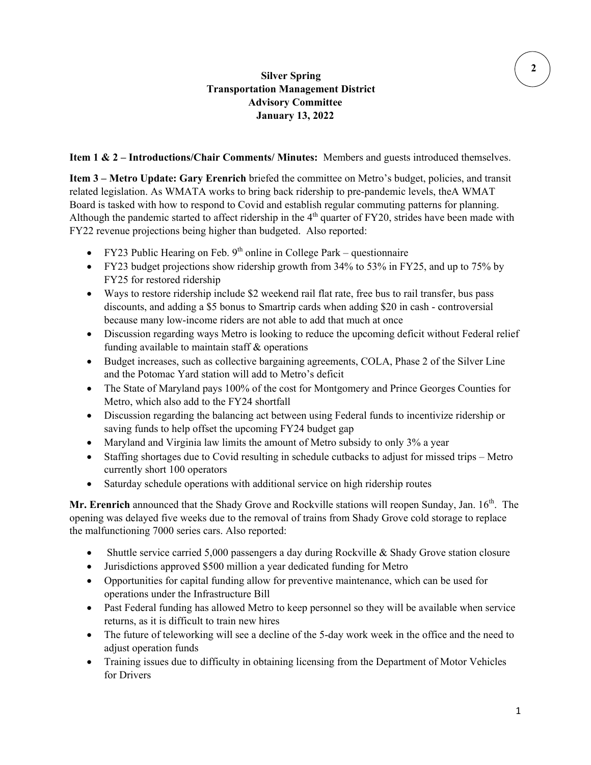**Silver Spring**
**Transportation Management District**
**Advisory Committee**
**January 13, 2022**

**Item 1 & 2 – Introductions/Chair Comments/ Minutes:** Members and guests introduced themselves.

**Item 3 – Metro Update: Gary Erenrich** briefed the committee on Metro's budget, policies, and transit related legislation. As WMATA works to bring back ridership to pre-pandemic levels, theA WMAT Board is tasked with how to respond to Covid and establish regular commuting patterns for planning. Although the pandemic started to affect ridership in the 4th quarter of FY20, strides have been made with FY22 revenue projections being higher than budgeted. Also reported:

- FY23 Public Hearing on Feb. 9th online in College Park – questionnaire
- FY23 budget projections show ridership growth from 34% to 53% in FY25, and up to 75% by FY25 for restored ridership
- Ways to restore ridership include $2 weekend rail flat rate, free bus to rail transfer, bus pass discounts, and adding a $5 bonus to Smartrip cards when adding $20 in cash - controversial because many low-income riders are not able to add that much at once
- Discussion regarding ways Metro is looking to reduce the upcoming deficit without Federal relief funding available to maintain staff & operations
- Budget increases, such as collective bargaining agreements, COLA, Phase 2 of the Silver Line and the Potomac Yard station will add to Metro's deficit
- The State of Maryland pays 100% of the cost for Montgomery and Prince Georges Counties for Metro, which also add to the FY24 shortfall
- Discussion regarding the balancing act between using Federal funds to incentivize ridership or saving funds to help offset the upcoming FY24 budget gap
- Maryland and Virginia law limits the amount of Metro subsidy to only 3% a year
- Staffing shortages due to Covid resulting in schedule cutbacks to adjust for missed trips – Metro currently short 100 operators
- Saturday schedule operations with additional service on high ridership routes

**Mr. Erenrich** announced that the Shady Grove and Rockville stations will reopen Sunday, Jan. 16th. The opening was delayed five weeks due to the removal of trains from Shady Grove cold storage to replace the malfunctioning 7000 series cars. Also reported:

- Shuttle service carried 5,000 passengers a day during Rockville & Shady Grove station closure
- Jurisdictions approved $500 million a year dedicated funding for Metro
- Opportunities for capital funding allow for preventive maintenance, which can be used for operations under the Infrastructure Bill
- Past Federal funding has allowed Metro to keep personnel so they will be available when service returns, as it is difficult to train new hires
- The future of teleworking will see a decline of the 5-day work week in the office and the need to adjust operation funds
- Training issues due to difficulty in obtaining licensing from the Department of Motor Vehicles for Drivers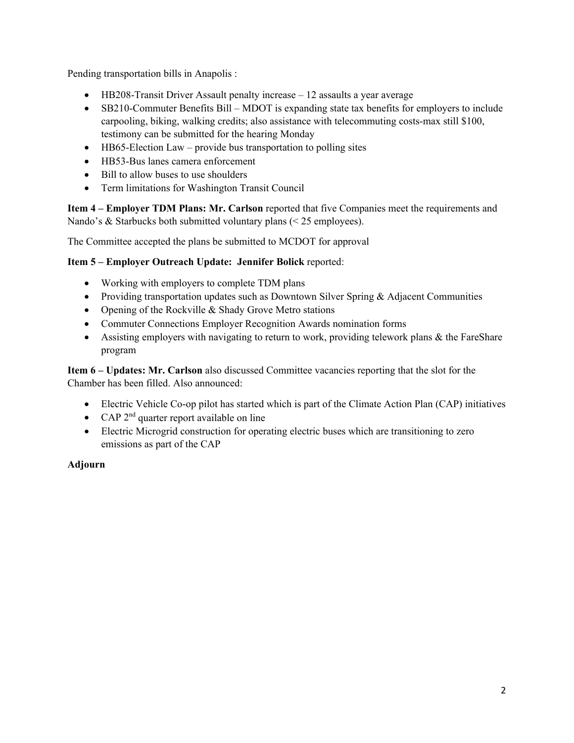Pending transportation bills in Anapolis :

- HB208-Transit Driver Assault penalty increase – 12 assaults a year average
- SB210-Commuter Benefits Bill – MDOT is expanding state tax benefits for employers to include carpooling, biking, walking credits; also assistance with telecommuting costs-max still $100, testimony can be submitted for the hearing Monday
- HB65-Election Law – provide bus transportation to polling sites
- HB53-Bus lanes camera enforcement
- Bill to allow buses to use shoulders
- Term limitations for Washington Transit Council

**Item 4 – Employer TDM Plans: Mr. Carlson** reported that five Companies meet the requirements and Nando's & Starbucks both submitted voluntary plans (< 25 employees).

The Committee accepted the plans be submitted to MCDOT for approval

**Item 5 – Employer Outreach Update: Jennifer Bolick** reported:

- Working with employers to complete TDM plans
- Providing transportation updates such as Downtown Silver Spring & Adjacent Communities
- Opening of the Rockville & Shady Grove Metro stations
- Commuter Connections Employer Recognition Awards nomination forms
- Assisting employers with navigating to return to work, providing telework plans & the FareShare program

**Item 6 – Updates: Mr. Carlson** also discussed Committee vacancies reporting that the slot for the Chamber has been filled. Also announced:

- Electric Vehicle Co-op pilot has started which is part of the Climate Action Plan (CAP) initiatives
- CAP 2nd quarter report available on line
- Electric Microgrid construction for operating electric buses which are transitioning to zero emissions as part of the CAP

**Adjourn**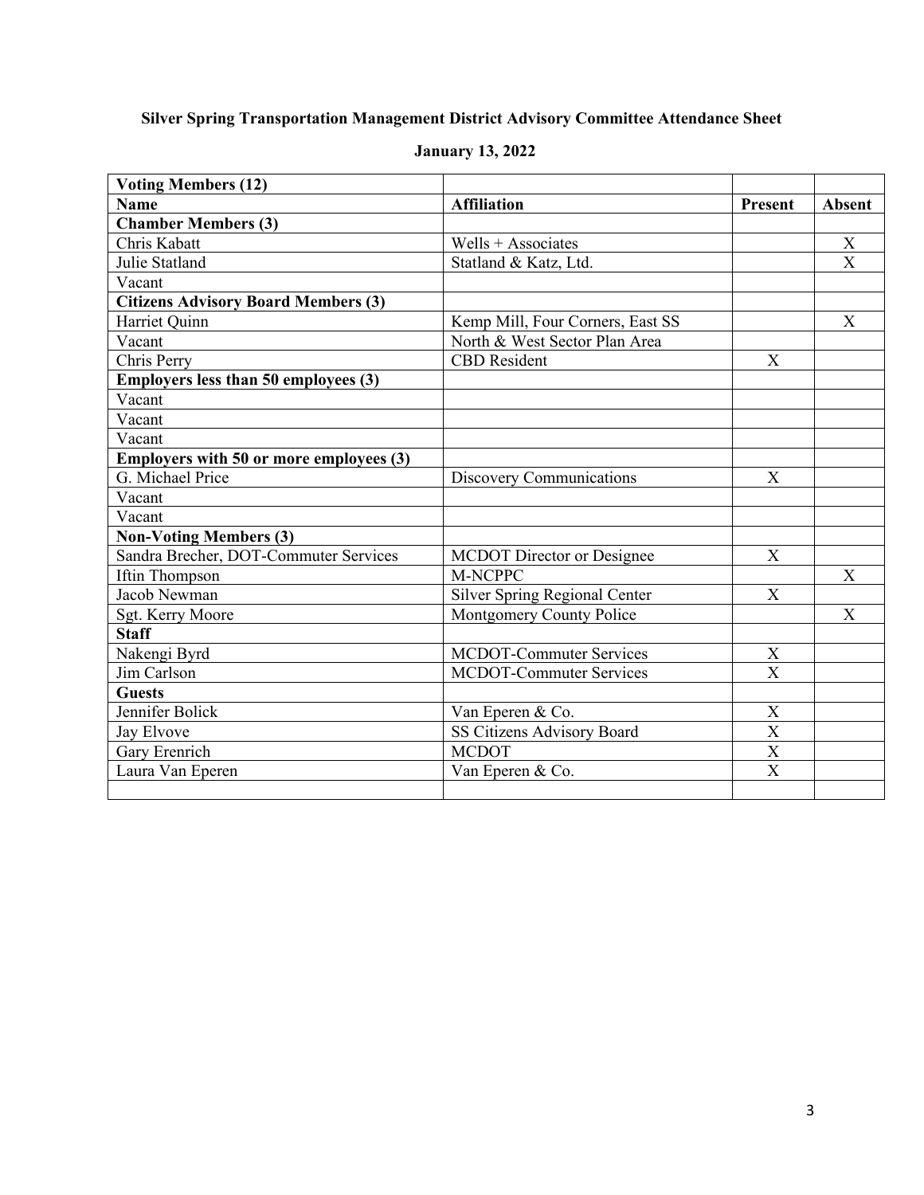**Silver Spring Transportation Management District Advisory Committee Attendance Sheet**

**January 13, 2022**

| **Voting Members (12)** | | | |
|---|---|---|---|
| **Name** | **Affiliation** | **Present** | **Absent** |
| **Chamber Members (3)** | | | |
| Chris Kabatt | Wells + Associates | | X |
| Julie Statland | Statland & Katz, Ltd. | | X |
| Vacant | | | |
| **Citizens Advisory Board Members (3)** | | | |
| Harriet Quinn | Kemp Mill, Four Corners, East SS | | X |
| Vacant | North & West Sector Plan Area | | |
| Chris Perry | CBD Resident | X | |
| **Employers less than 50 employees (3)** | | | |
| Vacant | | | |
| Vacant | | | |
| Vacant | | | |
| **Employers with 50 or more employees (3)** | | | |
| G. Michael Price | Discovery Communications | X | |
| Vacant | | | |
| Vacant | | | |
| **Non-Voting Members (3)** | | | |
| Sandra Brecher, DOT-Commuter Services | MCDOT Director or Designee | X | |
| Iftin Thompson | M-NCPPC | | X |
| Jacob Newman | Silver Spring Regional Center | X | |
| Sgt. Kerry Moore | Montgomery County Police | | X |
| **Staff** | | | |
| Nakengi Byrd | MCDOT-Commuter Services | X | |
| Jim Carlson | MCDOT-Commuter Services | X | |
| **Guests** | | | |
| Jennifer Bolick | Van Eperen & Co. | X | |
| Jay Elvove | SS Citizens Advisory Board | X | |
| Gary Erenrich | MCDOT | X | |
| Laura Van Eperen | Van Eperen & Co. | X | |
| | | | |